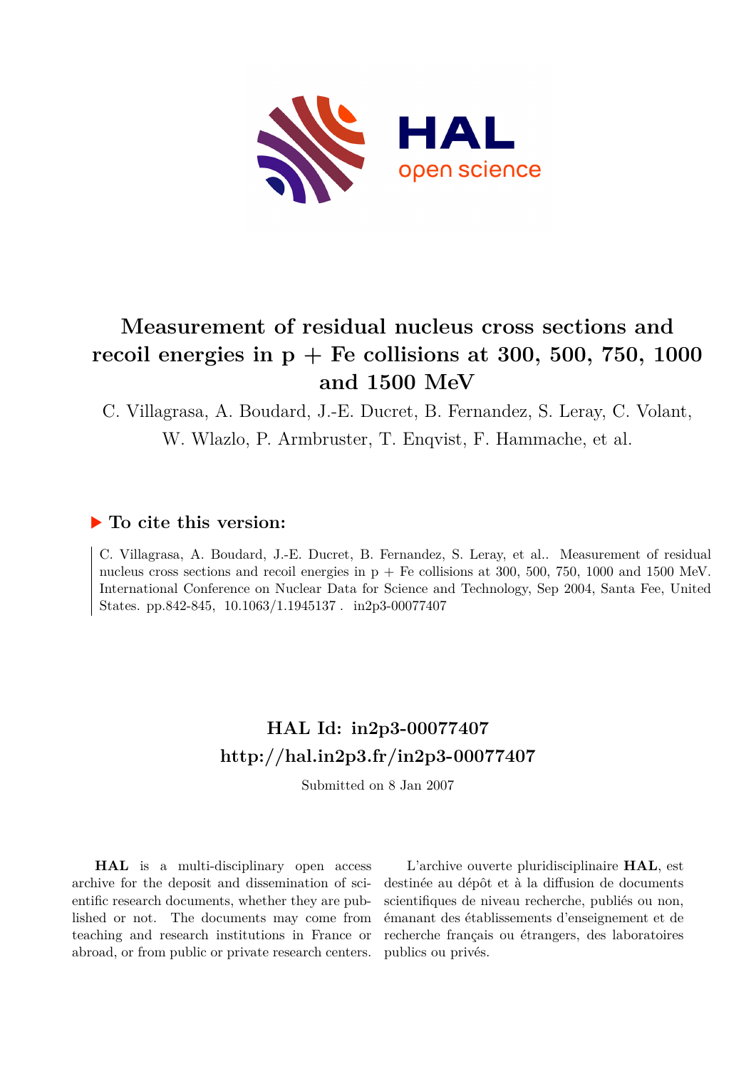# Measurement of residual nucleus cross sections and recoil energies in p + Fe collisions at 300, 500, 750, 1000 and 1500 MeV

C. Villagrasa, A. Boudard, J.-E. Ducret, B. Fernandez, S. Leray, C. Volant, W. Wlazlo, P. Armbruster, T. Enqvist, F. Hammache, et al.

## ▶ To cite this version:

C. Villagrasa, A. Boudard, J.-E. Ducret, B. Fernandez, S. Leray, et al.. Measurement of residual nucleus cross sections and recoil energies in p + Fe collisions at 300, 500, 750, 1000 and 1500 MeV. International Conference on Nuclear Data for Science and Technology, Sep 2004, Santa Fee, United States. pp.842-845, 10.1063/1.1945137 . in2p3-00077407

## HAL Id: in2p3-00077407
## http://hal.in2p3.fr/in2p3-00077407

Submitted on 8 Jan 2007

**HAL** is a multi-disciplinary open access archive for the deposit and dissemination of scientific research documents, whether they are published or not. The documents may come from teaching and research institutions in France or abroad, or from public or private research centers.

L'archive ouverte pluridisciplinaire **HAL**, est destinée au dépôt et à la diffusion de documents scientifiques de niveau recherche, publiés ou non, émanant des établissements d'enseignement et de recherche français ou étrangers, des laboratoires publics ou privés.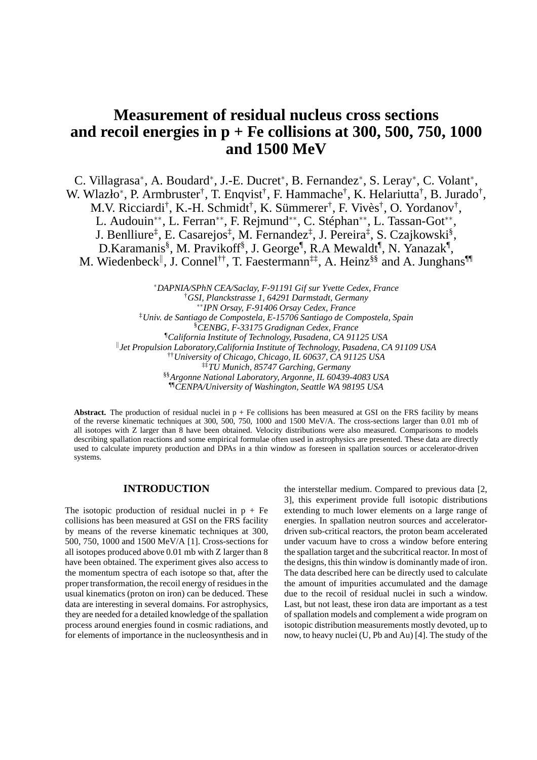# Measurement of residual nucleus cross sections and recoil energies in p + Fe collisions at 300, 500, 750, 1000 and 1500 MeV

C. Villagrasa[*], A. Boudard[*], J.-E. Ducret[*], B. Fernandez[*], S. Leray[*], C. Volant[*], W. Wlazło[*], P. Armbruster[†], T. Enqvist[†], F. Hammache[†], K. Helariutta[†], B. Jurado[†], M.V. Ricciardi[†], K.-H. Schmidt[†], K. Sümmerer[†], F. Vivès[†], O. Yordanov[†], L. Audouin[**], L. Ferran[**], F. Rejmund[**], C. Stéphan[**], L. Tassan-Got[**], J. Benlliure[‡], E. Casarejos[‡], M. Fernandez[‡], J. Pereira[‡], S. Czajkowski[§], D.Karamanis[§], M. Pravikoff[§], J. George[¶], R.A Mewaldt[¶], N. Yanazak[¶], M. Wiedenbeck[‖], J. Connel[††], T. Faestermann[‡‡], A. Heinz[§§] and A. Junghans[¶¶]

*[*]DAPNIA/SPhN CEA/Saclay, F-91191 Gif sur Yvette Cedex, France*
*[†]GSI, Planckstrasse 1, 64291 Darmstadt, Germany*
*[**]IPN Orsay, F-91406 Orsay Cedex, France*
*[‡]Univ. de Santiago de Compostela, E-15706 Santiago de Compostela, Spain*
*[§]CENBG, F-33175 Gradignan Cedex, France*
*[¶]California Institute of Technology, Pasadena, CA 91125 USA*
*[‖]Jet Propulsion Laboratory,California Institute of Technology, Pasadena, CA 91109 USA*
*[††]University of Chicago, Chicago, IL 60637, CA 91125 USA*
*[‡‡]TU Munich, 85747 Garching, Germany*
*[§§]Argonne National Laboratory, Argonne, IL 60439-4083 USA*
*[¶¶]CENPA/University of Washington, Seattle WA 98195 USA*

**Abstract.** The production of residual nuclei in p + Fe collisions has been measured at GSI on the FRS facility by means of the reverse kinematic techniques at 300, 500, 750, 1000 and 1500 MeV/A. The cross-sections larger than 0.01 mb of all isotopes with Z larger than 8 have been obtained. Velocity distributions were also measured. Comparisons to models describing spallation reactions and some empirical formulae often used in astrophysics are presented. These data are directly used to calculate impurety production and DPAs in a thin window as foreseen in spallation sources or accelerator-driven systems.

## INTRODUCTION

The isotopic production of residual nuclei in p + Fe collisions has been measured at GSI on the FRS facility by means of the reverse kinematic techniques at 300, 500, 750, 1000 and 1500 MeV/A [1]. Cross-sections for all isotopes produced above 0.01 mb with Z larger than 8 have been obtained. The experiment gives also access to the momentum spectra of each isotope so that, after the proper transformation, the recoil energy of residues in the usual kinematics (proton on iron) can be deduced. These data are interesting in several domains. For astrophysics, they are needed for a detailed knowledge of the spallation process around energies found in cosmic radiations, and for elements of importance in the nucleosynthesis and in the interstellar medium. Compared to previous data [2, 3], this experiment provide full isotopic distributions extending to much lower elements on a large range of energies. In spallation neutron sources and accelerator-driven sub-critical reactors, the proton beam accelerated under vacuum have to cross a window before entering the spallation target and the subcritical reactor. In most of the designs, this thin window is dominantly made of iron. The data described here can be directly used to calculate the amount of impurities accumulated and the damage due to the recoil of residual nuclei in such a window. Last, but not least, these iron data are important as a test of spallation models and complement a wide program on isotopic distribution measurements mostly devoted, up to now, to heavy nuclei (U, Pb and Au) [4]. The study of the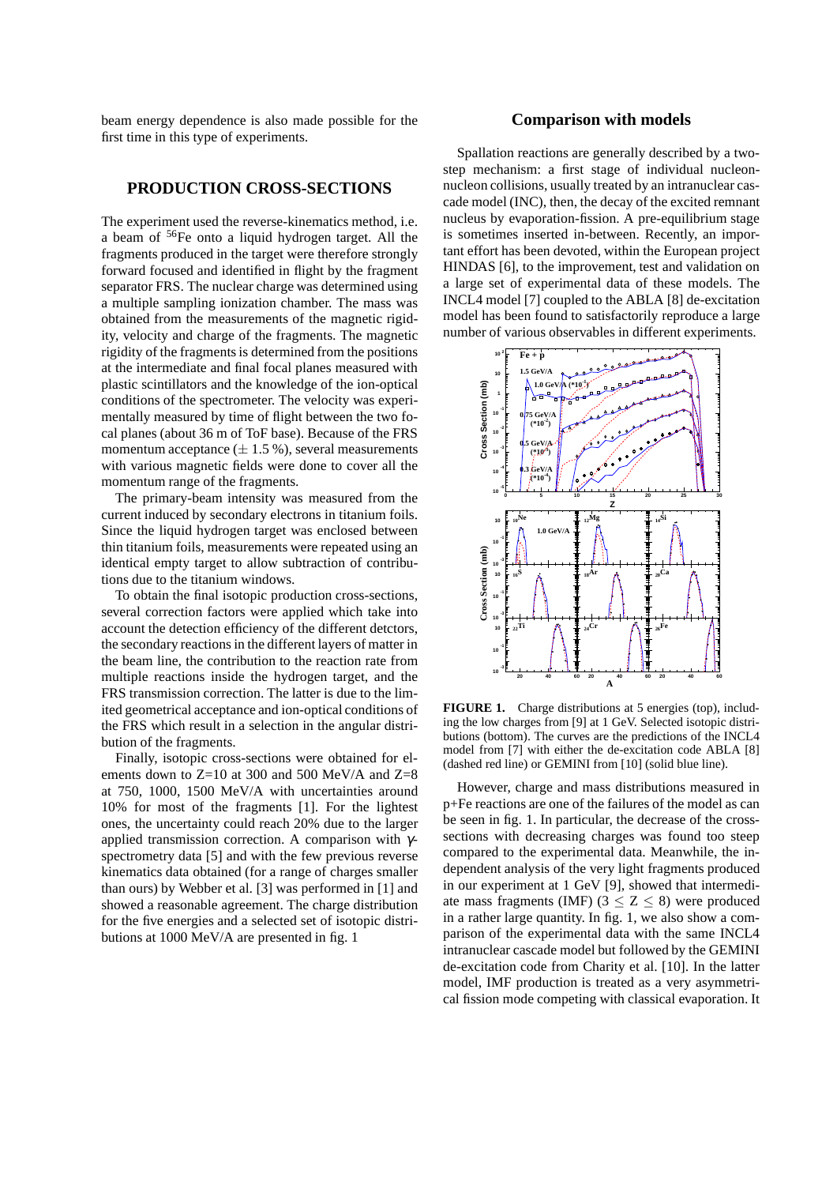beam energy dependence is also made possible for the first time in this type of experiments.

## PRODUCTION CROSS-SECTIONS

The experiment used the reverse-kinematics method, i.e. a beam of $^{56}$Fe onto a liquid hydrogen target. All the fragments produced in the target were therefore strongly forward focused and identified in flight by the fragment separator FRS. The nuclear charge was determined using a multiple sampling ionization chamber. The mass was obtained from the measurements of the magnetic rigidity, velocity and charge of the fragments. The magnetic rigidity of the fragments is determined from the positions at the intermediate and final focal planes measured with plastic scintillators and the knowledge of the ion-optical conditions of the spectrometer. The velocity was experimentally measured by time of flight between the two focal planes (about 36 m of ToF base). Because of the FRS momentum acceptance ($\pm$ 1.5 %), several measurements with various magnetic fields were done to cover all the momentum range of the fragments.

The primary-beam intensity was measured from the current induced by secondary electrons in titanium foils. Since the liquid hydrogen target was enclosed between thin titanium foils, measurements were repeated using an identical empty target to allow subtraction of contributions due to the titanium windows.

To obtain the final isotopic production cross-sections, several correction factors were applied which take into account the detection efficiency of the different detctors, the secondary reactions in the different layers of matter in the beam line, the contribution to the reaction rate from multiple reactions inside the hydrogen target, and the FRS transmission correction. The latter is due to the limited geometrical acceptance and ion-optical conditions of the FRS which result in a selection in the angular distribution of the fragments.

Finally, isotopic cross-sections were obtained for elements down to Z=10 at 300 and 500 MeV/A and Z=8 at 750, 1000, 1500 MeV/A with uncertainties around 10% for most of the fragments [1]. For the lightest ones, the uncertainty could reach 20% due to the larger applied transmission correction. A comparison with $\gamma$-spectrometry data [5] and with the few previous reverse kinematics data obtained (for a range of charges smaller than ours) by Webber et al. [3] was performed in [1] and showed a reasonable agreement. The charge distribution for the five energies and a selected set of isotopic distributions at 1000 MeV/A are presented in fig. 1

## Comparison with models

Spallation reactions are generally described by a two-step mechanism: a first stage of individual nucleon-nucleon collisions, usually treated by an intranuclear cascade model (INC), then, the decay of the excited remnant nucleus by evaporation-fission. A pre-equilibrium stage is sometimes inserted in-between. Recently, an important effort has been devoted, within the European project HINDAS [6], to the improvement, test and validation on a large set of experimental data of these models. The INCL4 model [7] coupled to the ABLA [8] de-excitation model has been found to satisfactorily reproduce a large number of various observables in different experiments.

**FIGURE 1.** Charge distributions at 5 energies (top), including the low charges from [9] at 1 GeV. Selected isotopic distributions (bottom). The curves are the predictions of the INCL4 model from [7] with either the de-excitation code ABLA [8] (dashed red line) or GEMINI from [10] (solid blue line).

However, charge and mass distributions measured in p+Fe reactions are one of the failures of the model as can be seen in fig. 1. In particular, the decrease of the cross-sections with decreasing charges was found too steep compared to the experimental data. Meanwhile, the independent analysis of the very light fragments produced in our experiment at 1 GeV [9], showed that intermediate mass fragments (IMF) ($3 \leq Z \leq 8$) were produced in a rather large quantity. In fig. 1, we also show a comparison of the experimental data with the same INCL4 intranuclear cascade model but followed by the GEMINI de-excitation code from Charity et al. [10]. In the latter model, IMF production is treated as a very asymmetrical fission mode competing with classical evaporation. It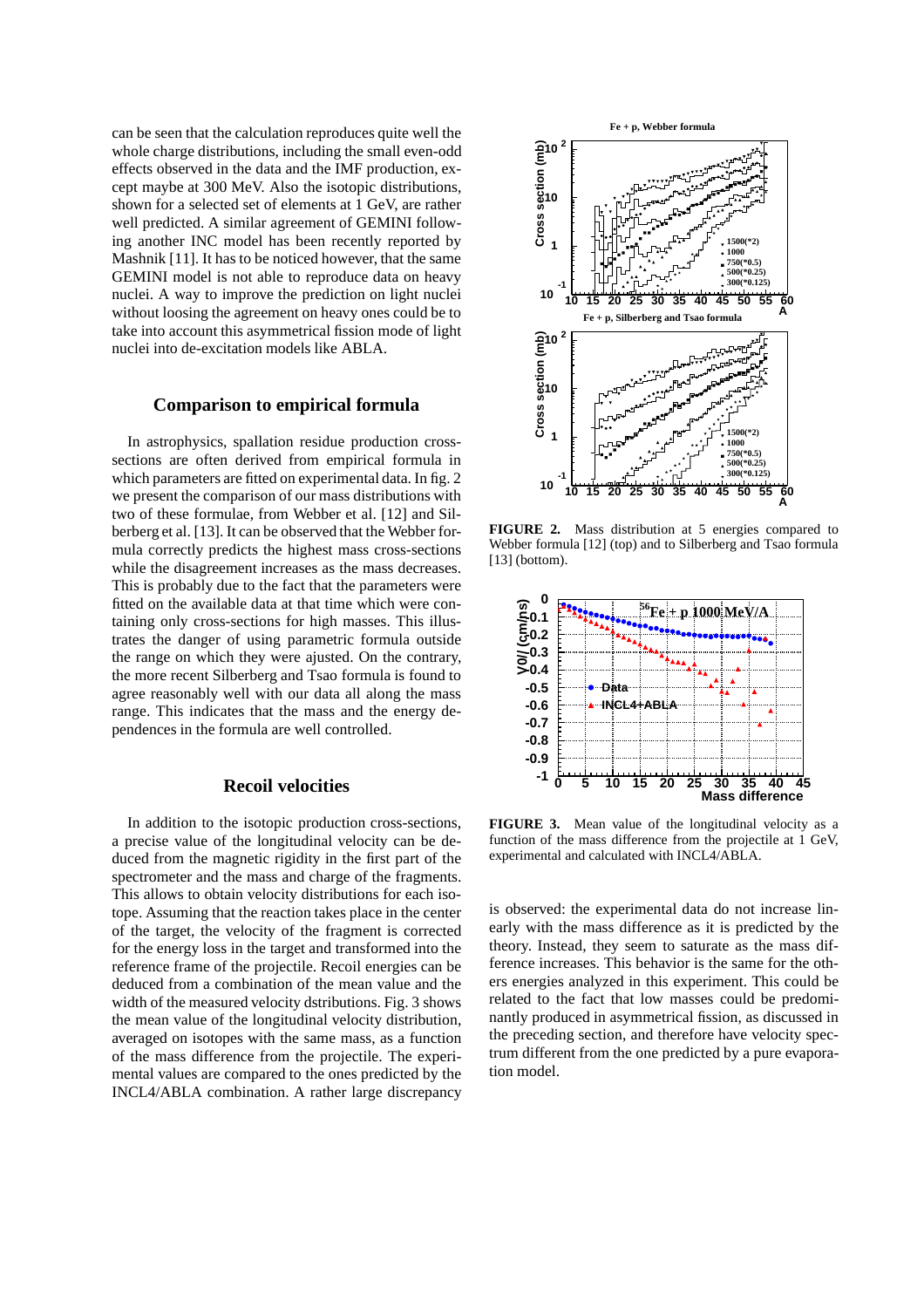can be seen that the calculation reproduces quite well the whole charge distributions, including the small even-odd effects observed in the data and the IMF production, except maybe at 300 MeV. Also the isotopic distributions, shown for a selected set of elements at 1 GeV, are rather well predicted. A similar agreement of GEMINI following another INC model has been recently reported by Mashnik [11]. It has to be noticed however, that the same GEMINI model is not able to reproduce data on heavy nuclei. A way to improve the prediction on light nuclei without loosing the agreement on heavy ones could be to take into account this asymmetrical fission mode of light nuclei into de-excitation models like ABLA.

## Comparison to empirical formula

In astrophysics, spallation residue production cross-sections are often derived from empirical formula in which parameters are fitted on experimental data. In fig. 2 we present the comparison of our mass distributions with two of these formulae, from Webber et al. [12] and Silberberg et al. [13]. It can be observed that the Webber formula correctly predicts the highest mass cross-sections while the disagreement increases as the mass decreases. This is probably due to the fact that the parameters were fitted on the available data at that time which were containing only cross-sections for high masses. This illustrates the danger of using parametric formula outside the range on which they were ajusted. On the contrary, the more recent Silberberg and Tsao formula is found to agree reasonably well with our data all along the mass range. This indicates that the mass and the energy dependences in the formula are well controlled.

**FIGURE 2.** Mass distribution at 5 energies compared to Webber formula [12] (top) and to Silberberg and Tsao formula [13] (bottom).

## Recoil velocities

In addition to the isotopic production cross-sections, a precise value of the longitudinal velocity can be deduced from the magnetic rigidity in the first part of the spectrometer and the mass and charge of the fragments. This allows to obtain velocity distributions for each isotope. Assuming that the reaction takes place in the center of the target, the velocity of the fragment is corrected for the energy loss in the target and transformed into the reference frame of the projectile. Recoil energies can be deduced from a combination of the mean value and the width of the measured velocity dstributions. Fig. 3 shows the mean value of the longitudinal velocity distribution, averaged on isotopes with the same mass, as a function of the mass difference from the projectile. The experimental values are compared to the ones predicted by the INCL4/ABLA combination. A rather large discrepancy is observed: the experimental data do not increase linearly with the mass difference as it is predicted by the theory. Instead, they seem to saturate as the mass difference increases. This behavior is the same for the others energies analyzed in this experiment. This could be related to the fact that low masses could be predominantly produced in asymmetrical fission, as discussed in the preceding section, and therefore have velocity spectrum different from the one predicted by a pure evaporation model.

**FIGURE 3.** Mean value of the longitudinal velocity as a function of the mass difference from the projectile at 1 GeV, experimental and calculated with INCL4/ABLA.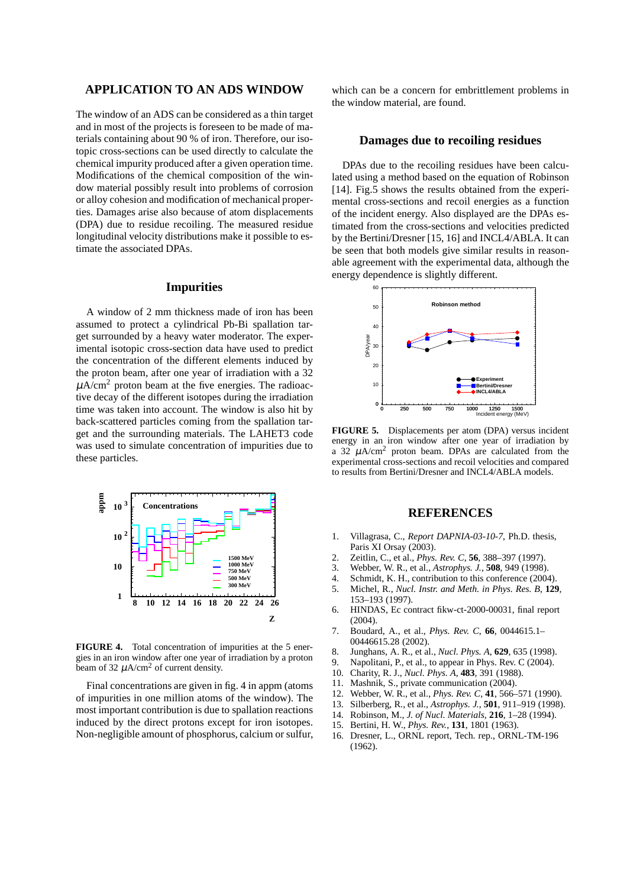## APPLICATION TO AN ADS WINDOW

The window of an ADS can be considered as a thin target and in most of the projects is foreseen to be made of materials containing about 90 % of iron. Therefore, our isotopic cross-sections can be used directly to calculate the chemical impurity produced after a given operation time. Modifications of the chemical composition of the window material possibly result into problems of corrosion or alloy cohesion and modification of mechanical properties. Damages arise also because of atom displacements (DPA) due to residue recoiling. The measured residue longitudinal velocity distributions make it possible to estimate the associated DPAs.

### Impurities

A window of 2 mm thickness made of iron has been assumed to protect a cylindrical Pb-Bi spallation target surrounded by a heavy water moderator. The experimental isotopic cross-section data have used to predict the concentration of the different elements induced by the proton beam, after one year of irradiation with a 32 $\mu$A/cm$^2$ proton beam at the five energies. The radioactive decay of the different isotopes during the irradiation time was taken into account. The window is also hit by back-scattered particles coming from the spallation target and the surrounding materials. The LAHET3 code was used to simulate concentration of impurities due to these particles.

appm
Concentrations
10 3
10 2
10
1
8 10 12 14 16 18 20 22 24 26
Z
1500 MeV
1000 MeV
750 MeV
500 MeV
300 MeV

**FIGURE 4.** Total concentration of impurities at the 5 energies in an iron window after one year of irradiation by a proton beam of 32 $\mu$A/cm$^2$ of current density.

Final concentrations are given in fig. 4 in appm (atoms of impurities in one million atoms of the window). The most important contribution is due to spallation reactions induced by the direct protons except for iron isotopes. Non-negligible amount of phosphorus, calcium or sulfur, which can be a concern for embrittlement problems in the window material, are found.

### Damages due to recoiling residues

DPAs due to the recoiling residues have been calculated using a method based on the equation of Robinson [14]. Fig.5 shows the results obtained from the experimental cross-sections and recoil energies as a function of the incident energy. Also displayed are the DPAs estimated from the cross-sections and velocities predicted by the Bertini/Dresner [15, 16] and INCL4/ABLA. It can be seen that both models give similar results in reasonable agreement with the experimental data, although the energy dependence is slightly different.

Robinson method
DPA/year
60
50
40
30
20
10
0
0 250 500 750 1000 1250 1500
Incident energy (MeV)
Experiment
Bertini/Dresner
INCL4/ABLA

**FIGURE 5.** Displacements per atom (DPA) versus incident energy in an iron window after one year of irradiation by a 32 $\mu$A/cm$^2$ proton beam. DPAs are calculated from the experimental cross-sections and recoil velocities and compared to results from Bertini/Dresner and INCL4/ABLA models.

## REFERENCES

1. Villagrasa, C., *Report DAPNIA-03-10-7*, Ph.D. thesis, Paris XI Orsay (2003).
2. Zeitlin, C., et al., *Phys. Rev. C*, **56**, 388–397 (1997).
3. Webber, W. R., et al., *Astrophys. J.*, **508**, 949 (1998).
4. Schmidt, K. H., contribution to this conference (2004).
5. Michel, R., *Nucl. Instr. and Meth. in Phys. Res. B*, **129**, 153–193 (1997).
6. HINDAS, Ec contract fikw-ct-2000-00031, final report (2004).
7. Boudard, A., et al., *Phys. Rev. C*, **66**, 0044615.1–00446615.28 (2002).
8. Junghans, A. R., et al., *Nucl. Phys. A*, **629**, 635 (1998).
9. Napolitani, P., et al., to appear in Phys. Rev. C (2004).
10. Charity, R. J., *Nucl. Phys. A*, **483**, 391 (1988).
11. Mashnik, S., private communication (2004).
12. Webber, W. R., et al., *Phys. Rev. C*, **41**, 566–571 (1990).
13. Silberberg, R., et al., *Astrophys. J.*, **501**, 911–919 (1998).
14. Robinson, M., *J. of Nucl. Materials*, **216**, 1–28 (1994).
15. Bertini, H. W., *Phys. Rev.*, **131**, 1801 (1963).
16. Dresner, L., ORNL report, Tech. rep., ORNL-TM-196 (1962).